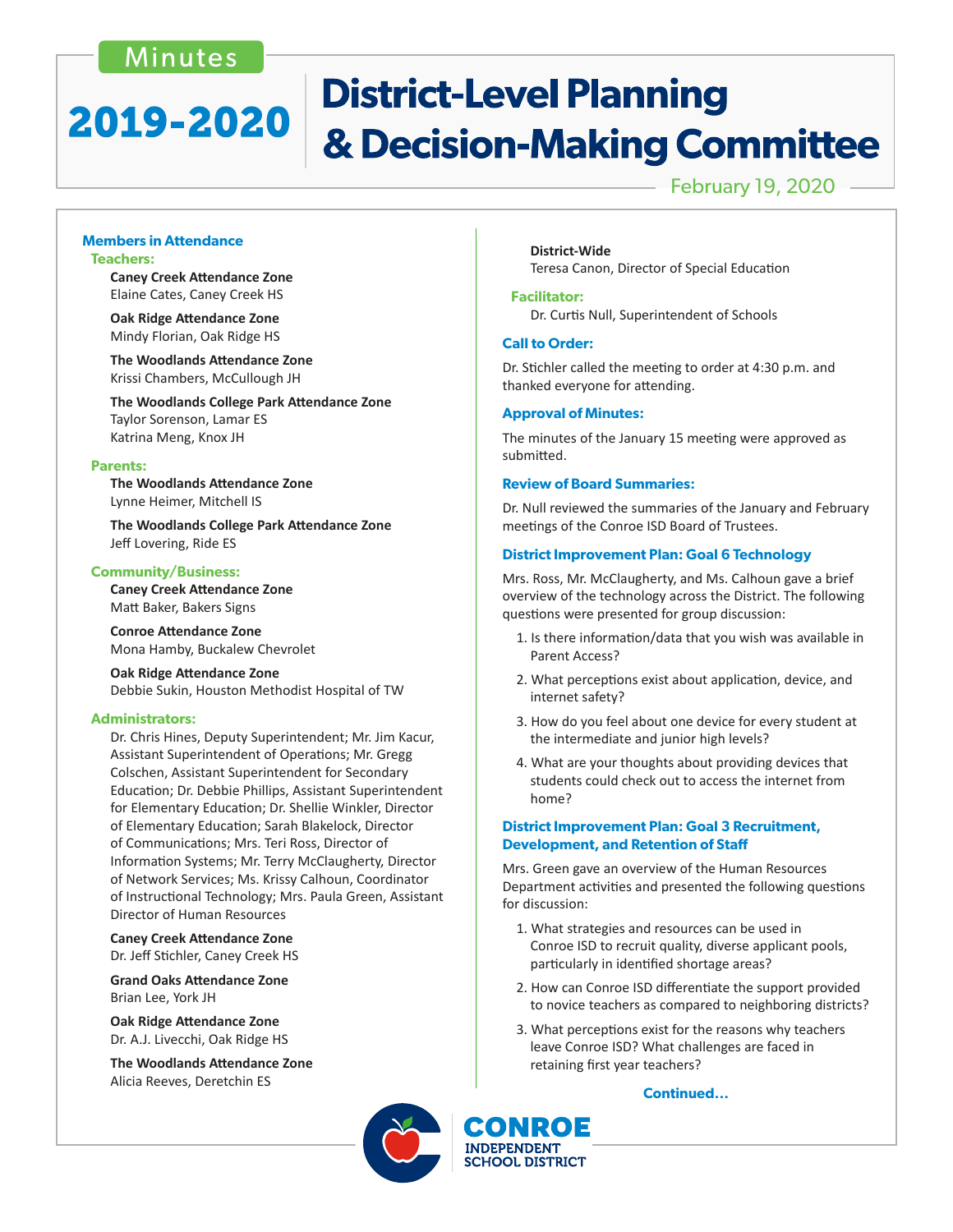Minutes

# 2019-2020 District-Level Planning & Decision-Making Committee

February 19, 2020

## Members in Attendance

### Teachers:

**Caney Creek Attendance Zone**
Elaine Cates, Caney Creek HS

**Oak Ridge Attendance Zone**
Mindy Florian, Oak Ridge HS

**The Woodlands Attendance Zone**
Krissi Chambers, McCullough JH

**The Woodlands College Park Attendance Zone**
Taylor Sorenson, Lamar ES
Katrina Meng, Knox JH

### Parents:

**The Woodlands Attendance Zone**
Lynne Heimer, Mitchell IS

**The Woodlands College Park Attendance Zone**
Jeff Lovering, Ride ES

### Community/Business:

**Caney Creek Attendance Zone**
Matt Baker, Bakers Signs

**Conroe Attendance Zone**
Mona Hamby, Buckalew Chevrolet

**Oak Ridge Attendance Zone**
Debbie Sukin, Houston Methodist Hospital of TW

### Administrators:

Dr. Chris Hines, Deputy Superintendent; Mr. Jim Kacur, Assistant Superintendent of Operations; Mr. Gregg Colschen, Assistant Superintendent for Secondary Education; Dr. Debbie Phillips, Assistant Superintendent for Elementary Education; Dr. Shellie Winkler, Director of Elementary Education; Sarah Blakelock, Director of Communications; Mrs. Teri Ross, Director of Information Systems; Mr. Terry McClaugherty, Director of Network Services; Ms. Krissy Calhoun, Coordinator of Instructional Technology; Mrs. Paula Green, Assistant Director of Human Resources

**Caney Creek Attendance Zone**
Dr. Jeff Stichler, Caney Creek HS

**Grand Oaks Attendance Zone**
Brian Lee, York JH

**Oak Ridge Attendance Zone**
Dr. A.J. Livecchi, Oak Ridge HS

**The Woodlands Attendance Zone**
Alicia Reeves, Deretchin ES

**District-Wide**
Teresa Canon, Director of Special Education

### Facilitator:

Dr. Curtis Null, Superintendent of Schools

## Call to Order:

Dr. Stichler called the meeting to order at 4:30 p.m. and thanked everyone for attending.

## Approval of Minutes:

The minutes of the January 15 meeting were approved as submitted.

## Review of Board Summaries:

Dr. Null reviewed the summaries of the January and February meetings of the Conroe ISD Board of Trustees.

## District Improvement Plan: Goal 6 Technology

Mrs. Ross, Mr. McClaugherty, and Ms. Calhoun gave a brief overview of the technology across the District. The following questions were presented for group discussion:

1. Is there information/data that you wish was available in Parent Access?
2. What perceptions exist about application, device, and internet safety?
3. How do you feel about one device for every student at the intermediate and junior high levels?
4. What are your thoughts about providing devices that students could check out to access the internet from home?

## District Improvement Plan: Goal 3 Recruitment, Development, and Retention of Staff

Mrs. Green gave an overview of the Human Resources Department activities and presented the following questions for discussion:

1. What strategies and resources can be used in Conroe ISD to recruit quality, diverse applicant pools, particularly in identified shortage areas?
2. How can Conroe ISD differentiate the support provided to novice teachers as compared to neighboring districts?
3. What perceptions exist for the reasons why teachers leave Conroe ISD? What challenges are faced in retaining first year teachers?

**Continued…**

CONROE INDEPENDENT SCHOOL DISTRICT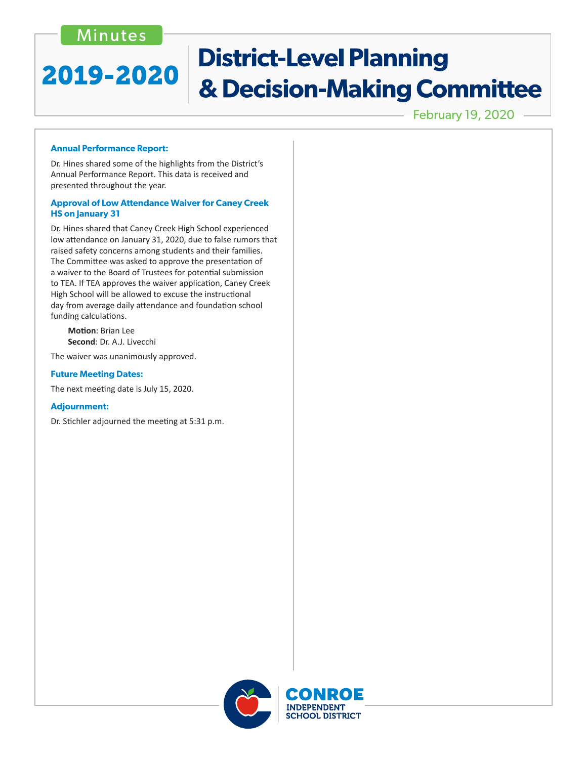### Annual Performance Report:

Dr. Hines shared some of the highlights from the District's Annual Performance Report. This data is received and presented throughout the year.

### Approval of Low Attendance Waiver for Caney Creek HS on January 31

Dr. Hines shared that Caney Creek High School experienced low attendance on January 31, 2020, due to false rumors that raised safety concerns among students and their families. The Committee was asked to approve the presentation of a waiver to the Board of Trustees for potential submission to TEA. If TEA approves the waiver application, Caney Creek High School will be allowed to excuse the instructional day from average daily attendance and foundation school funding calculations.

**Motion**: Brian Lee
**Second**: Dr. A.J. Livecchi

The waiver was unanimously approved.

### Future Meeting Dates:

The next meeting date is July 15, 2020.

### Adjournment:

Dr. Stichler adjourned the meeting at 5:31 p.m.